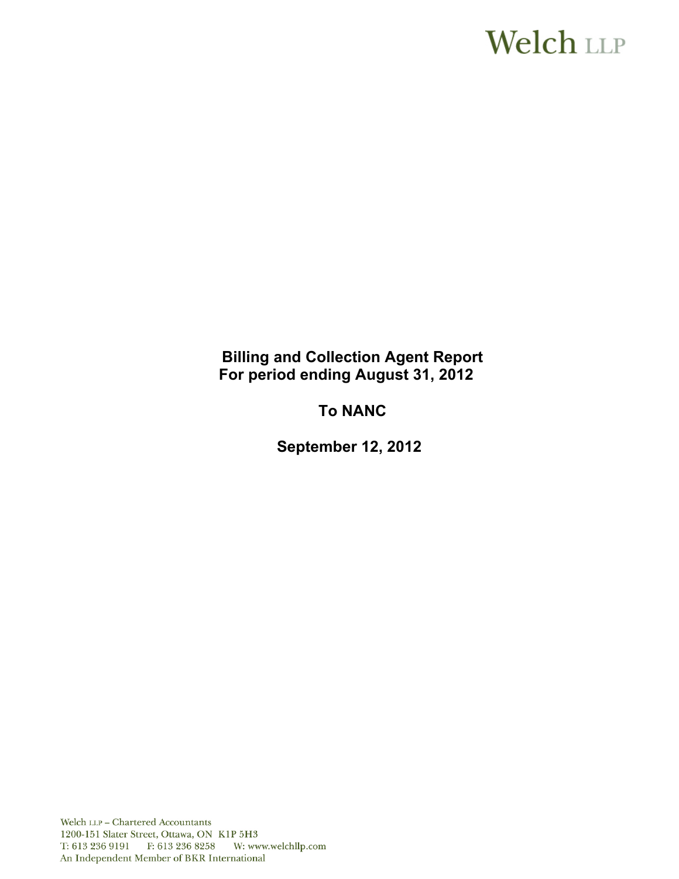Welch LLP

**Billing and Collection Agent Report**
**For period ending August 31, 2012**

**To NANC**

**September 12, 2012**

Welch LLP – Chartered Accountants
1200-151 Slater Street, Ottawa, ON K1P 5H3
T: 613 236 9191 F: 613 236 8258 W: www.welchllp.com
An Independent Member of BKR International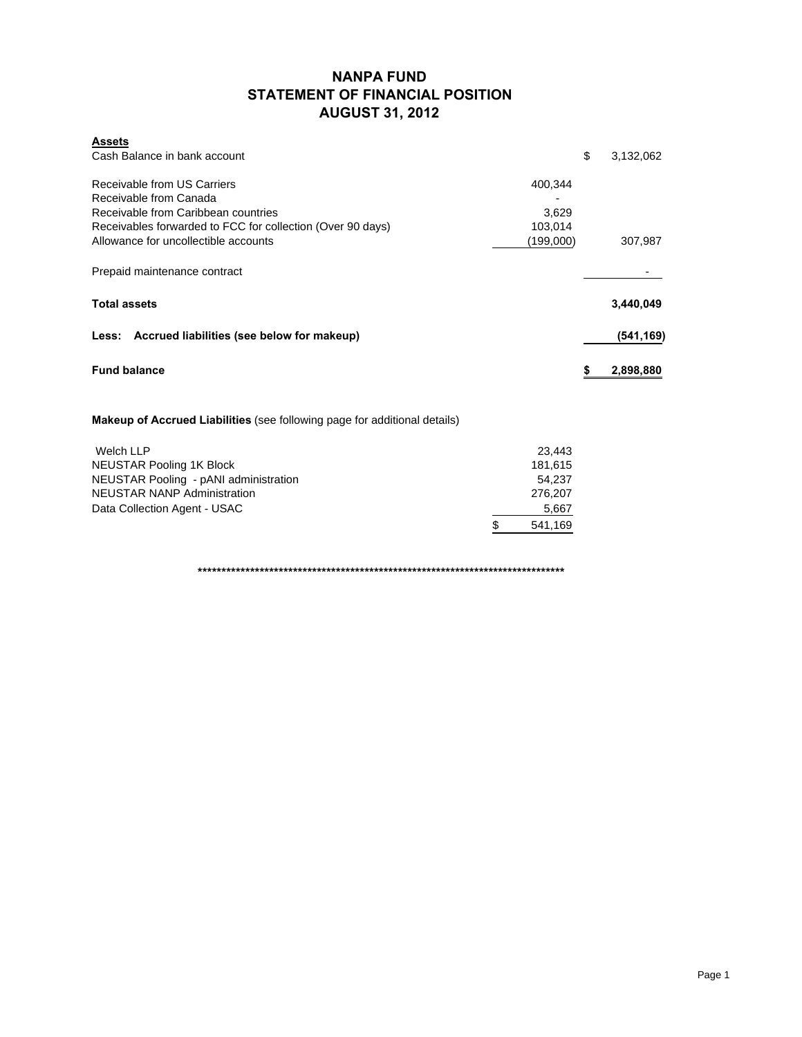# NANPA FUND
## STATEMENT OF FINANCIAL POSITION
## AUGUST 31, 2012

| **Assets** | | |
|---|---|---|
| Cash Balance in bank account | | $ 3,132,062 |
| | | |
| Receivable from US Carriers | 400,344 | |
| Receivable from Canada | - | |
| Receivable from Caribbean countries | 3,629 | |
| Receivables forwarded to FCC for collection (Over 90 days) | 103,014 | |
| Allowance for uncollectible accounts | (199,000) | 307,987 |
| | | |
| Prepaid maintenance contract | | - |
| | | |
| **Total assets** | | **3,440,049** |
| | | |
| **Less: Accrued liabilities (see below for makeup)** | | **(541,169)** |
| | | |
| **Fund balance** | | **$ 2,898,880** |

**Makeup of Accrued Liabilities** (see following page for additional details)

| | |
|---|---|
| Welch LLP | 23,443 |
| NEUSTAR Pooling 1K Block | 181,615 |
| NEUSTAR Pooling - pANI administration | 54,237 |
| NEUSTAR NANP Administration | 276,207 |
| Data Collection Agent - USAC | 5,667 |
| | $ 541,169 |

********************************************************************************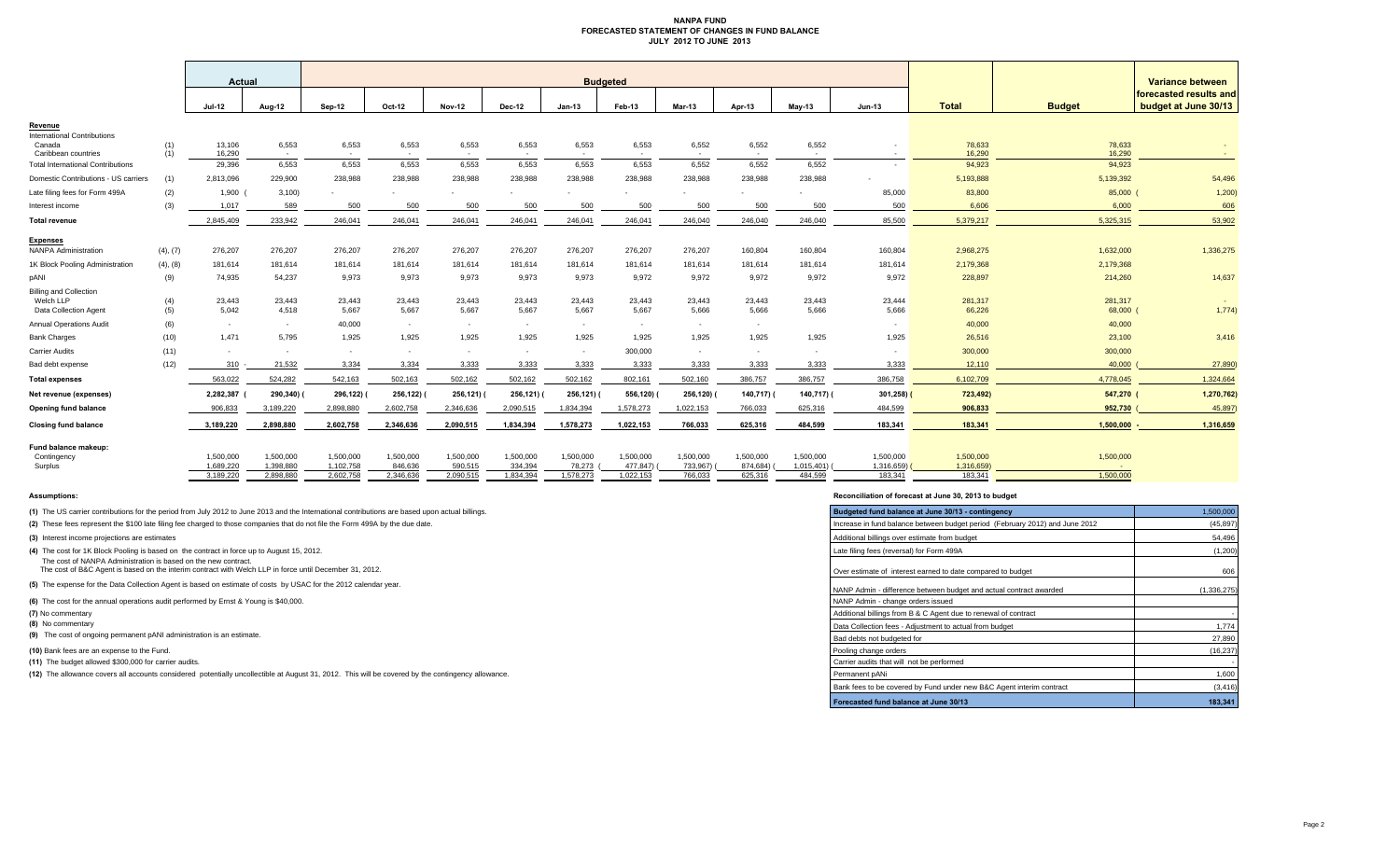# NANPA FUND
## FORECASTED STATEMENT OF CHANGES IN FUND BALANCE
### JULY 2012 TO JUNE 2013

| | | Actual | | Budgeted | | | | | | | | | | Total | Budget | Variance between forecasted results and budget at June 30/13 |
|---|---|---|---|---|---|---|---|---|---|---|---|---|---|---|---|---|
| | | Jul-12 | Aug-12 | Sep-12 | Oct-12 | Nov-12 | Dec-12 | Jan-13 | Feb-13 | Mar-13 | Apr-13 | May-13 | Jun-13 | | | |
| **Revenue** | | | | | | | | | | | | | | | | |
| International Contributions | | | | | | | | | | | | | | | | |
| Canada | (1) | 13,106 | 6,553 | 6,553 | 6,553 | 6,553 | 6,553 | 6,553 | 6,553 | 6,552 | 6,552 | 6,552 | - | 78,633 | 78,633 | - |
| Caribbean countries | (1) | 16,290 | - | - | - | - | - | - | - | - | - | - | - | 16,290 | 16,290 | - |
| Total International Contributions | | 29,396 | 6,553 | 6,553 | 6,553 | 6,553 | 6,553 | 6,553 | 6,553 | 6,552 | 6,552 | 6,552 | - | 94,923 | 94,923 | - |
| Domestic Contributions - US carriers | (1) | 2,813,096 | 229,900 | 238,988 | 238,988 | 238,988 | 238,988 | 238,988 | 238,988 | 238,988 | 238,988 | 238,988 | - | 5,193,888 | 5,139,392 | 54,496 |
| Late filing fees for Form 499A | (2) | 1,900 | (3,100) | - | - | - | - | - | - | - | - | - | 85,000 | 83,800 | 85,000 | (1,200) |
| Interest income | (3) | 1,017 | 589 | 500 | 500 | 500 | 500 | 500 | 500 | 500 | 500 | 500 | 500 | 6,606 | 6,000 | 606 |
| **Total revenue** | | 2,845,409 | 233,942 | 246,041 | 246,041 | 246,041 | 246,041 | 246,041 | 246,041 | 246,040 | 246,040 | 246,040 | 85,500 | 5,379,217 | 5,325,315 | 53,902 |
| **Expenses** | | | | | | | | | | | | | | | | |
| NANPA Administration | (4), (7) | 276,207 | 276,207 | 276,207 | 276,207 | 276,207 | 276,207 | 276,207 | 276,207 | 276,207 | 160,804 | 160,804 | 160,804 | 2,968,275 | 1,632,000 | 1,336,275 |
| 1K Block Pooling Administration | (4), (8) | 181,614 | 181,614 | 181,614 | 181,614 | 181,614 | 181,614 | 181,614 | 181,614 | 181,614 | 181,614 | 181,614 | 181,614 | 2,179,368 | 2,179,368 | - |
| pANI | (9) | 74,935 | 54,237 | 9,973 | 9,973 | 9,973 | 9,973 | 9,973 | 9,972 | 9,972 | 9,972 | 9,972 | 9,972 | 228,897 | 214,260 | 14,637 |
| Billing and Collection | | | | | | | | | | | | | | | | |
| Welch LLP | (4) | 23,443 | 23,443 | 23,443 | 23,443 | 23,443 | 23,443 | 23,443 | 23,443 | 23,443 | 23,443 | 23,443 | 23,444 | 281,317 | 281,317 | - |
| Data Collection Agent | (5) | 5,042 | 4,518 | 5,667 | 5,667 | 5,667 | 5,667 | 5,667 | 5,667 | 5,666 | 5,666 | 5,666 | 5,666 | 66,226 | 68,000 | (1,774) |
| Annual Operations Audit | (6) | - | - | 40,000 | - | - | - | - | - | - | - | - | - | 40,000 | 40,000 | - |
| Bank Charges | (10) | 1,471 | 5,795 | 1,925 | 1,925 | 1,925 | 1,925 | 1,925 | 1,925 | 1,925 | 1,925 | 1,925 | 1,925 | 26,516 | 23,100 | 3,416 |
| Carrier Audits | (11) | - | - | - | - | - | - | - | 300,000 | - | - | - | - | 300,000 | 300,000 | - |
| Bad debt expense | (12) | 310 | 21,532 | 3,334 | 3,334 | 3,333 | 3,333 | 3,333 | 3,333 | 3,333 | 3,333 | 3,333 | 3,333 | 12,110 | 40,000 | (27,890) |
| **Total expenses** | | 563,022 | 524,282 | 542,163 | 502,163 | 502,162 | 502,162 | 502,162 | 802,161 | 502,160 | 386,757 | 386,757 | 386,758 | 6,102,709 | 4,778,045 | 1,324,664 |
| **Net revenue (expenses)** | | 2,282,387 | (290,340) | (296,122) | (256,122) | (256,121) | (256,121) | (256,121) | (556,120) | (256,120) | (140,717) | (140,717) | (301,258) | (723,492) | 547,270 | (1,270,762) |
| **Opening fund balance** | | 906,833 | 3,189,220 | 2,898,880 | 2,602,758 | 2,346,636 | 2,090,515 | 1,834,394 | 1,578,273 | 1,022,153 | 766,033 | 625,316 | 484,599 | 906,833 | 952,730 | (45,897) |
| **Closing fund balance** | | 3,189,220 | 2,898,880 | 2,602,758 | 2,346,636 | 2,090,515 | 1,834,394 | 1,578,273 | 1,022,153 | 766,033 | 625,316 | 484,599 | 183,341 | 183,341 | 1,500,000 | 1,316,659 |
| **Fund balance makeup:** | | | | | | | | | | | | | | | | |
| Contingency | | 1,500,000 | 1,500,000 | 1,500,000 | 1,500,000 | 1,500,000 | 1,500,000 | 1,500,000 | 1,500,000 | 1,500,000 | 1,500,000 | 1,500,000 | 1,500,000 | 1,500,000 | 1,500,000 | |
| Surplus | | 1,689,220 | 1,398,880 | 1,102,758 | 846,636 | 590,515 | 334,394 | 78,273 | (477,847) | (733,967) | (874,684) | (1,015,401) | (1,316,659) | (1,316,659) | - | |
| | | 3,189,220 | 2,898,880 | 2,602,758 | 2,346,636 | 2,090,515 | 1,834,394 | 1,578,273 | 1,022,153 | 766,033 | 625,316 | 484,599 | 183,341 | 183,341 | 1,500,000 | |

## Assumptions:

**(1)** The US carrier contributions for the period from July 2012 to June 2013 and the International contributions are based upon actual billings.

**(2)** These fees represent the $100 late filing fee charged to those companies that do not file the Form 499A by the due date.

**(3)** Interest income projections are estimates

**(4)** The cost for 1K Block Pooling is based on the contract in force up to August 15, 2012.
The cost of NANPA Administration is based on the new contract.
The cost of B&C Agent is based on the interim contract with Welch LLP in force until December 31, 2012.

**(5)** The expense for the Data Collection Agent is based on estimate of costs by USAC for the 2012 calendar year.

**(6)** The cost for the annual operations audit performed by Ernst & Young is $40,000.

**(7)** No commentary

**(8)** No commentary

**(9)** The cost of ongoing permanent pANI administration is an estimate.

**(10)** Bank fees are an expense to the Fund.

**(11)** The budget allowed $300,000 for carrier audits.

**(12)** The allowance covers all accounts considered potentially uncollectible at August 31, 2012. This will be covered by the contingency allowance.

## Reconciliation of forecast at June 30, 2013 to budget

| Budgeted fund balance at June 30/13 - contingency | 1,500,000 |
|---|---|
| Increase in fund balance between budget period (February 2012) and June 2012 | (45,897) |
| Additional billings over estimate from budget | 54,496 |
| Late filing fees (reversal) for Form 499A | (1,200) |
| Over estimate of interest earned to date compared to budget | 606 |
| NANP Admin - difference between budget and actual contract awarded | (1,336,275) |
| NANP Admin - change orders issued | |
| Additional billings from B & C Agent due to renewal of contract | - |
| Data Collection fees - Adjustment to actual from budget | 1,774 |
| Bad debts not budgeted for | 27,890 |
| Pooling change orders | (16,237) |
| Carrier audits that will not be performed | - |
| Permanent pANi | 1,600 |
| Bank fees to be covered by Fund under new B&C Agent interim contract | (3,416) |
| **Forecasted fund balance at June 30/13** | **183,341** |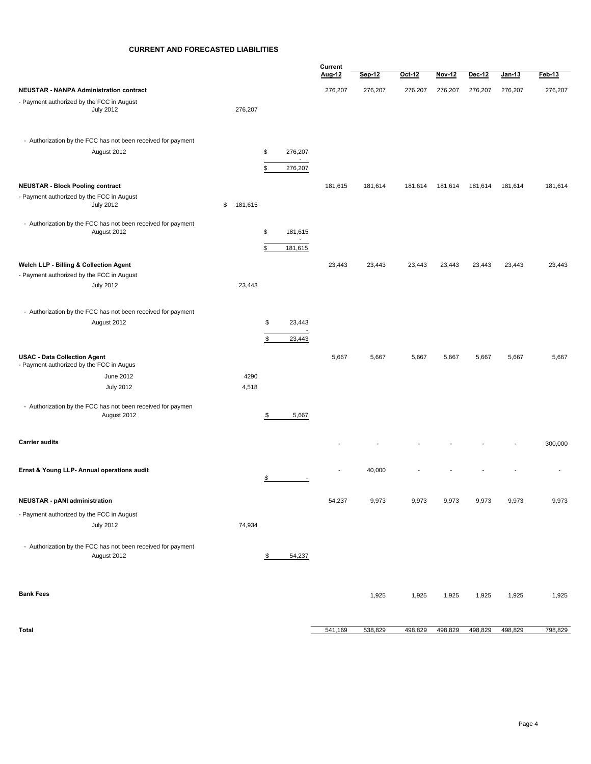# CURRENT AND FORECASTED LIABILITIES

| | | | Current Aug-12 | Sep-12 | Oct-12 | Nov-12 | Dec-12 | Jan-13 | Feb-13 |
|---|---|---|---|---|---|---|---|---|---|
| **NEUSTAR - NANPA Administration contract** | | | 276,207 | 276,207 | 276,207 | 276,207 | 276,207 | 276,207 | 276,207 |
| - Payment authorized by the FCC in August | | | | | | | | | |
| July 2012 | 276,207 | | | | | | | | |
| - Authorization by the FCC has not been received for payment | | | | | | | | | |
| August 2012 | | $ 276,207 | | | | | | | |
| | | - | | | | | | | |
| | | $ 276,207 | | | | | | | |
| **NEUSTAR - Block Pooling contract** | | | 181,615 | 181,614 | 181,614 | 181,614 | 181,614 | 181,614 | 181,614 |
| - Payment authorized by the FCC in August | | | | | | | | | |
| July 2012 | $ 181,615 | | | | | | | | |
| - Authorization by the FCC has not been received for payment | | | | | | | | | |
| August 2012 | | $ 181,615 | | | | | | | |
| | | - | | | | | | | |
| | | $ 181,615 | | | | | | | |
| **Welch LLP - Billing & Collection Agent** | | | 23,443 | 23,443 | 23,443 | 23,443 | 23,443 | 23,443 | 23,443 |
| - Payment authorized by the FCC in August | | | | | | | | | |
| July 2012 | 23,443 | | | | | | | | |
| - Authorization by the FCC has not been received for payment | | | | | | | | | |
| August 2012 | | $ 23,443 | | | | | | | |
| | | - | | | | | | | |
| | | $ 23,443 | | | | | | | |
| **USAC - Data Collection Agent** | | | 5,667 | 5,667 | 5,667 | 5,667 | 5,667 | 5,667 | 5,667 |
| - Payment authorized by the FCC in Augus | | | | | | | | | |
| June 2012 | 4290 | | | | | | | | |
| July 2012 | 4,518 | | | | | | | | |
| - Authorization by the FCC has not been received for paymen | | | | | | | | | |
| August 2012 | | $ 5,667 | | | | | | | |
| **Carrier audits** | | | - | - | - | - | - | - | 300,000 |
| **Ernst & Young LLP- Annual operations audit** | | $ - | - | 40,000 | - | - | - | - | - |
| **NEUSTAR - pANI administration** | | | 54,237 | 9,973 | 9,973 | 9,973 | 9,973 | 9,973 | 9,973 |
| - Payment authorized by the FCC in August | | | | | | | | | |
| July 2012 | 74,934 | | | | | | | | |
| - Authorization by the FCC has not been received for payment | | | | | | | | | |
| August 2012 | | $ 54,237 | | | | | | | |
| **Bank Fees** | | | | 1,925 | 1,925 | 1,925 | 1,925 | 1,925 | 1,925 |
| **Total** | | | 541,169 | 538,829 | 498,829 | 498,829 | 498,829 | 498,829 | 798,829 |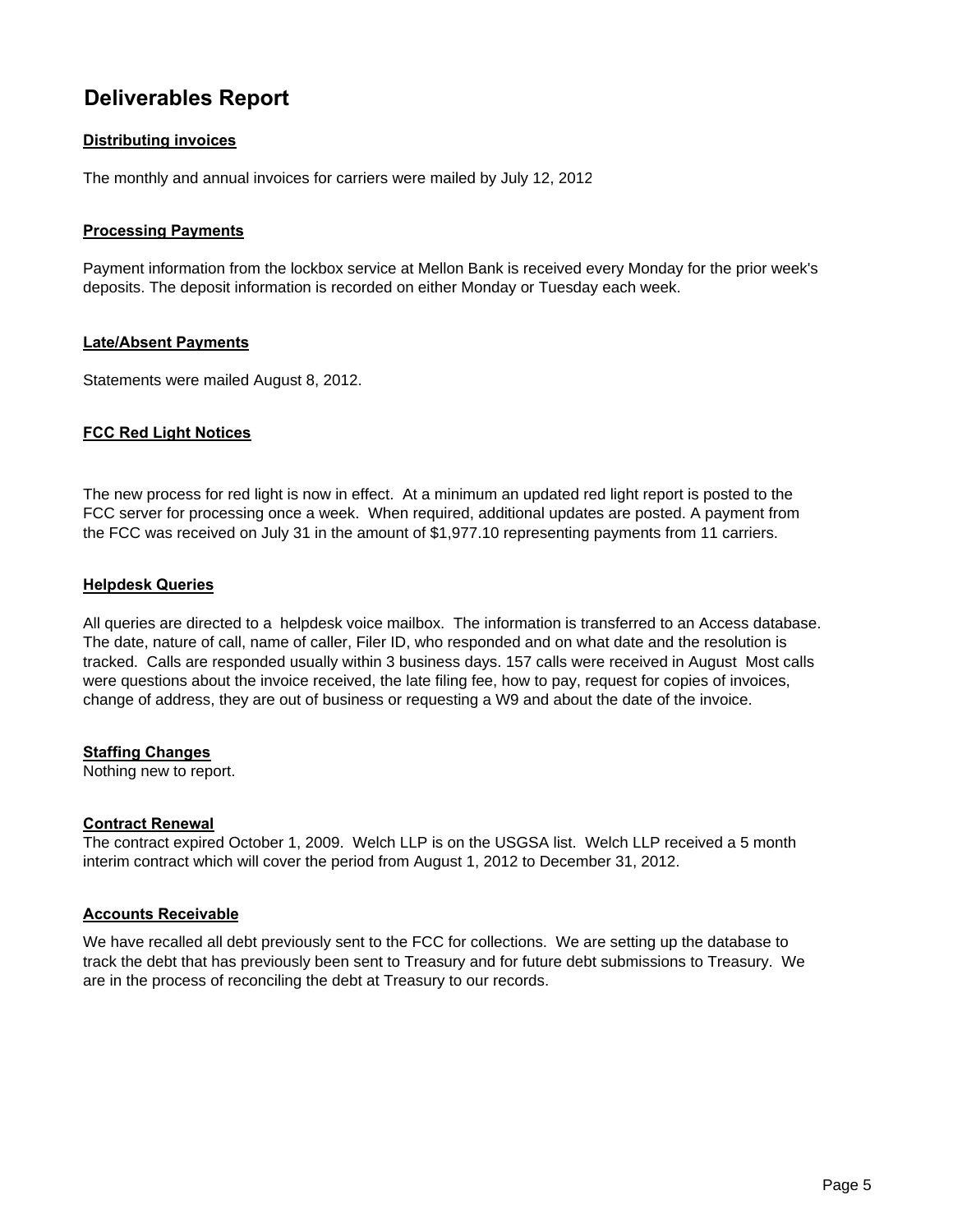# Deliverables Report

**Distributing invoices**

The monthly and annual invoices for carriers were mailed by July 12, 2012

**Processing Payments**

Payment information from the lockbox service at Mellon Bank is received every Monday for the prior week's deposits. The deposit information is recorded on either Monday or Tuesday each week.

**Late/Absent Payments**

Statements were mailed August 8, 2012.

**FCC Red Light Notices**

The new process for red light is now in effect. At a minimum an updated red light report is posted to the FCC server for processing once a week. When required, additional updates are posted. A payment from the FCC was received on July 31 in the amount of $1,977.10 representing payments from 11 carriers.

**Helpdesk Queries**

All queries are directed to a helpdesk voice mailbox. The information is transferred to an Access database. The date, nature of call, name of caller, Filer ID, who responded and on what date and the resolution is tracked. Calls are responded usually within 3 business days. 157 calls were received in August Most calls were questions about the invoice received, the late filing fee, how to pay, request for copies of invoices, change of address, they are out of business or requesting a W9 and about the date of the invoice.

**Staffing Changes**

Nothing new to report.

**Contract Renewal**

The contract expired October 1, 2009. Welch LLP is on the USGSA list. Welch LLP received a 5 month interim contract which will cover the period from August 1, 2012 to December 31, 2012.

**Accounts Receivable**

We have recalled all debt previously sent to the FCC for collections. We are setting up the database to track the debt that has previously been sent to Treasury and for future debt submissions to Treasury. We are in the process of reconciling the debt at Treasury to our records.